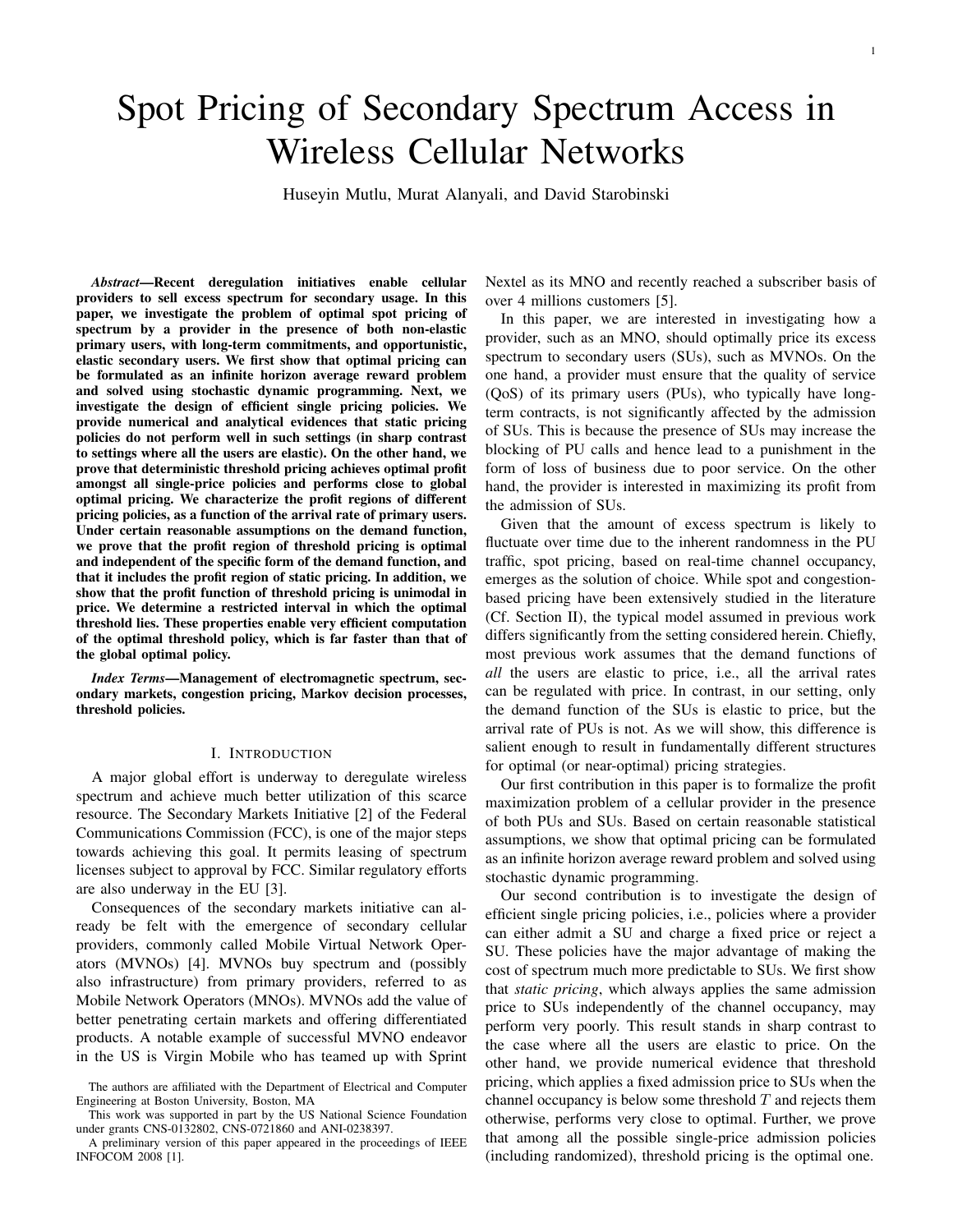# Spot Pricing of Secondary Spectrum Access in Wireless Cellular Networks

Huseyin Mutlu, Murat Alanyali, and David Starobinski

***Abstract*—Recent deregulation initiatives enable cellular providers to sell excess spectrum for secondary usage. In this paper, we investigate the problem of optimal spot pricing of spectrum by a provider in the presence of both non-elastic primary users, with long-term commitments, and opportunistic, elastic secondary users. We first show that optimal pricing can be formulated as an infinite horizon average reward problem and solved using stochastic dynamic programming. Next, we investigate the design of efficient single pricing policies. We provide numerical and analytical evidences that static pricing policies do not perform well in such settings (in sharp contrast to settings where all the users are elastic). On the other hand, we prove that deterministic threshold pricing achieves optimal profit amongst all single-price policies and performs close to global optimal pricing. We characterize the profit regions of different pricing policies, as a function of the arrival rate of primary users. Under certain reasonable assumptions on the demand function, we prove that the profit region of threshold pricing is optimal and independent of the specific form of the demand function, and that it includes the profit region of static pricing. In addition, we show that the profit function of threshold pricing is unimodal in price. We determine a restricted interval in which the optimal threshold lies. These properties enable very efficient computation of the optimal threshold policy, which is far faster than that of the global optimal policy.**

***Index Terms*—Management of electromagnetic spectrum, secondary markets, congestion pricing, Markov decision processes, threshold policies.**

## I. Introduction

A major global effort is underway to deregulate wireless spectrum and achieve much better utilization of this scarce resource. The Secondary Markets Initiative [2] of the Federal Communications Commission (FCC), is one of the major steps towards achieving this goal. It permits leasing of spectrum licenses subject to approval by FCC. Similar regulatory efforts are also underway in the EU [3].

Consequences of the secondary markets initiative can already be felt with the emergence of secondary cellular providers, commonly called Mobile Virtual Network Operators (MVNOs) [4]. MVNOs buy spectrum and (possibly also infrastructure) from primary providers, referred to as Mobile Network Operators (MNOs). MVNOs add the value of better penetrating certain markets and offering differentiated products. A notable example of successful MVNO endeavor in the US is Virgin Mobile who has teamed up with Sprint Nextel as its MNO and recently reached a subscriber basis of over 4 millions customers [5].

In this paper, we are interested in investigating how a provider, such as an MNO, should optimally price its excess spectrum to secondary users (SUs), such as MVNOs. On the one hand, a provider must ensure that the quality of service (QoS) of its primary users (PUs), who typically have long-term contracts, is not significantly affected by the admission of SUs. This is because the presence of SUs may increase the blocking of PU calls and hence lead to a punishment in the form of loss of business due to poor service. On the other hand, the provider is interested in maximizing its profit from the admission of SUs.

Given that the amount of excess spectrum is likely to fluctuate over time due to the inherent randomness in the PU traffic, spot pricing, based on real-time channel occupancy, emerges as the solution of choice. While spot and congestion-based pricing have been extensively studied in the literature (Cf. Section II), the typical model assumed in previous work differs significantly from the setting considered herein. Chiefly, most previous work assumes that the demand functions of *all* the users are elastic to price, i.e., all the arrival rates can be regulated with price. In contrast, in our setting, only the demand function of the SUs is elastic to price, but the arrival rate of PUs is not. As we will show, this difference is salient enough to result in fundamentally different structures for optimal (or near-optimal) pricing strategies.

Our first contribution in this paper is to formalize the profit maximization problem of a cellular provider in the presence of both PUs and SUs. Based on certain reasonable statistical assumptions, we show that optimal pricing can be formulated as an infinite horizon average reward problem and solved using stochastic dynamic programming.

Our second contribution is to investigate the design of efficient single pricing policies, i.e., policies where a provider can either admit a SU and charge a fixed price or reject a SU. These policies have the major advantage of making the cost of spectrum much more predictable to SUs. We first show that *static pricing*, which always applies the same admission price to SUs independently of the channel occupancy, may perform very poorly. This result stands in sharp contrast to the case where all the users are elastic to price. On the other hand, we provide numerical evidence that threshold pricing, which applies a fixed admission price to SUs when the channel occupancy is below some threshold $T$ and rejects them otherwise, performs very close to optimal. Further, we prove that among all the possible single-price admission policies (including randomized), threshold pricing is the optimal one.

The authors are affiliated with the Department of Electrical and Computer Engineering at Boston University, Boston, MA

This work was supported in part by the US National Science Foundation under grants CNS-0132802, CNS-0721860 and ANI-0238397.

A preliminary version of this paper appeared in the proceedings of IEEE INFOCOM 2008 [1].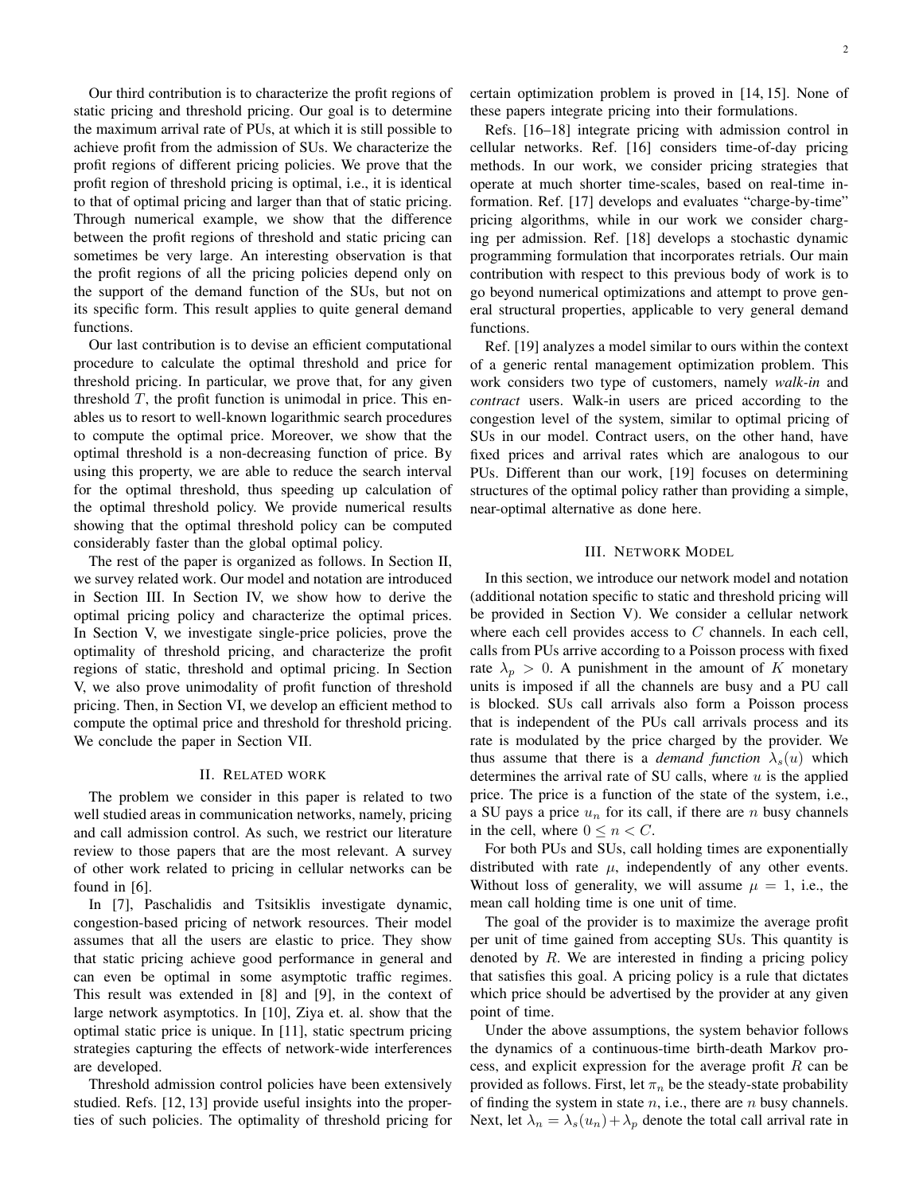Our third contribution is to characterize the profit regions of static pricing and threshold pricing. Our goal is to determine the maximum arrival rate of PUs, at which it is still possible to achieve profit from the admission of SUs. We characterize the profit regions of different pricing policies. We prove that the profit region of threshold pricing is optimal, i.e., it is identical to that of optimal pricing and larger than that of static pricing. Through numerical example, we show that the difference between the profit regions of threshold and static pricing can sometimes be very large. An interesting observation is that the profit regions of all the pricing policies depend only on the support of the demand function of the SUs, but not on its specific form. This result applies to quite general demand functions.

Our last contribution is to devise an efficient computational procedure to calculate the optimal threshold and price for threshold pricing. In particular, we prove that, for any given threshold $T$, the profit function is unimodal in price. This enables us to resort to well-known logarithmic search procedures to compute the optimal price. Moreover, we show that the optimal threshold is a non-decreasing function of price. By using this property, we are able to reduce the search interval for the optimal threshold, thus speeding up calculation of the optimal threshold policy. We provide numerical results showing that the optimal threshold policy can be computed considerably faster than the global optimal policy.

The rest of the paper is organized as follows. In Section II, we survey related work. Our model and notation are introduced in Section III. In Section IV, we show how to derive the optimal pricing policy and characterize the optimal prices. In Section V, we investigate single-price policies, prove the optimality of threshold pricing, and characterize the profit regions of static, threshold and optimal pricing. In Section V, we also prove unimodality of profit function of threshold pricing. Then, in Section VI, we develop an efficient method to compute the optimal price and threshold for threshold pricing. We conclude the paper in Section VII.

## II. Related work

The problem we consider in this paper is related to two well studied areas in communication networks, namely, pricing and call admission control. As such, we restrict our literature review to those papers that are the most relevant. A survey of other work related to pricing in cellular networks can be found in [6].

In [7], Paschalidis and Tsitsiklis investigate dynamic, congestion-based pricing of network resources. Their model assumes that all the users are elastic to price. They show that static pricing achieve good performance in general and can even be optimal in some asymptotic traffic regimes. This result was extended in [8] and [9], in the context of large network asymptotics. In [10], Ziya et. al. show that the optimal static price is unique. In [11], static spectrum pricing strategies capturing the effects of network-wide interferences are developed.

Threshold admission control policies have been extensively studied. Refs. [12, 13] provide useful insights into the properties of such policies. The optimality of threshold pricing for certain optimization problem is proved in [14, 15]. None of these papers integrate pricing into their formulations.

Refs. [16–18] integrate pricing with admission control in cellular networks. Ref. [16] considers time-of-day pricing methods. In our work, we consider pricing strategies that operate at much shorter time-scales, based on real-time information. Ref. [17] develops and evaluates "charge-by-time" pricing algorithms, while in our work we consider charging per admission. Ref. [18] develops a stochastic dynamic programming formulation that incorporates retrials. Our main contribution with respect to this previous body of work is to go beyond numerical optimizations and attempt to prove general structural properties, applicable to very general demand functions.

Ref. [19] analyzes a model similar to ours within the context of a generic rental management optimization problem. This work considers two type of customers, namely *walk-in* and *contract* users. Walk-in users are priced according to the congestion level of the system, similar to optimal pricing of SUs in our model. Contract users, on the other hand, have fixed prices and arrival rates which are analogous to our PUs. Different than our work, [19] focuses on determining structures of the optimal policy rather than providing a simple, near-optimal alternative as done here.

## III. Network Model

In this section, we introduce our network model and notation (additional notation specific to static and threshold pricing will be provided in Section V). We consider a cellular network where each cell provides access to $C$ channels. In each cell, calls from PUs arrive according to a Poisson process with fixed rate $\lambda_p > 0$. A punishment in the amount of $K$ monetary units is imposed if all the channels are busy and a PU call is blocked. SUs call arrivals also form a Poisson process that is independent of the PUs call arrivals process and its rate is modulated by the price charged by the provider. We thus assume that there is a *demand function* $\lambda_s(u)$ which determines the arrival rate of SU calls, where $u$ is the applied price. The price is a function of the state of the system, i.e., a SU pays a price $u_n$ for its call, if there are $n$ busy channels in the cell, where $0 \leq n < C$.

For both PUs and SUs, call holding times are exponentially distributed with rate $\mu$, independently of any other events. Without loss of generality, we will assume $\mu = 1$, i.e., the mean call holding time is one unit of time.

The goal of the provider is to maximize the average profit per unit of time gained from accepting SUs. This quantity is denoted by $R$. We are interested in finding a pricing policy that satisfies this goal. A pricing policy is a rule that dictates which price should be advertised by the provider at any given point of time.

Under the above assumptions, the system behavior follows the dynamics of a continuous-time birth-death Markov process, and explicit expression for the average profit $R$ can be provided as follows. First, let $\pi_n$ be the steady-state probability of finding the system in state $n$, i.e., there are $n$ busy channels. Next, let $\lambda_n = \lambda_s(u_n) + \lambda_p$ denote the total call arrival rate in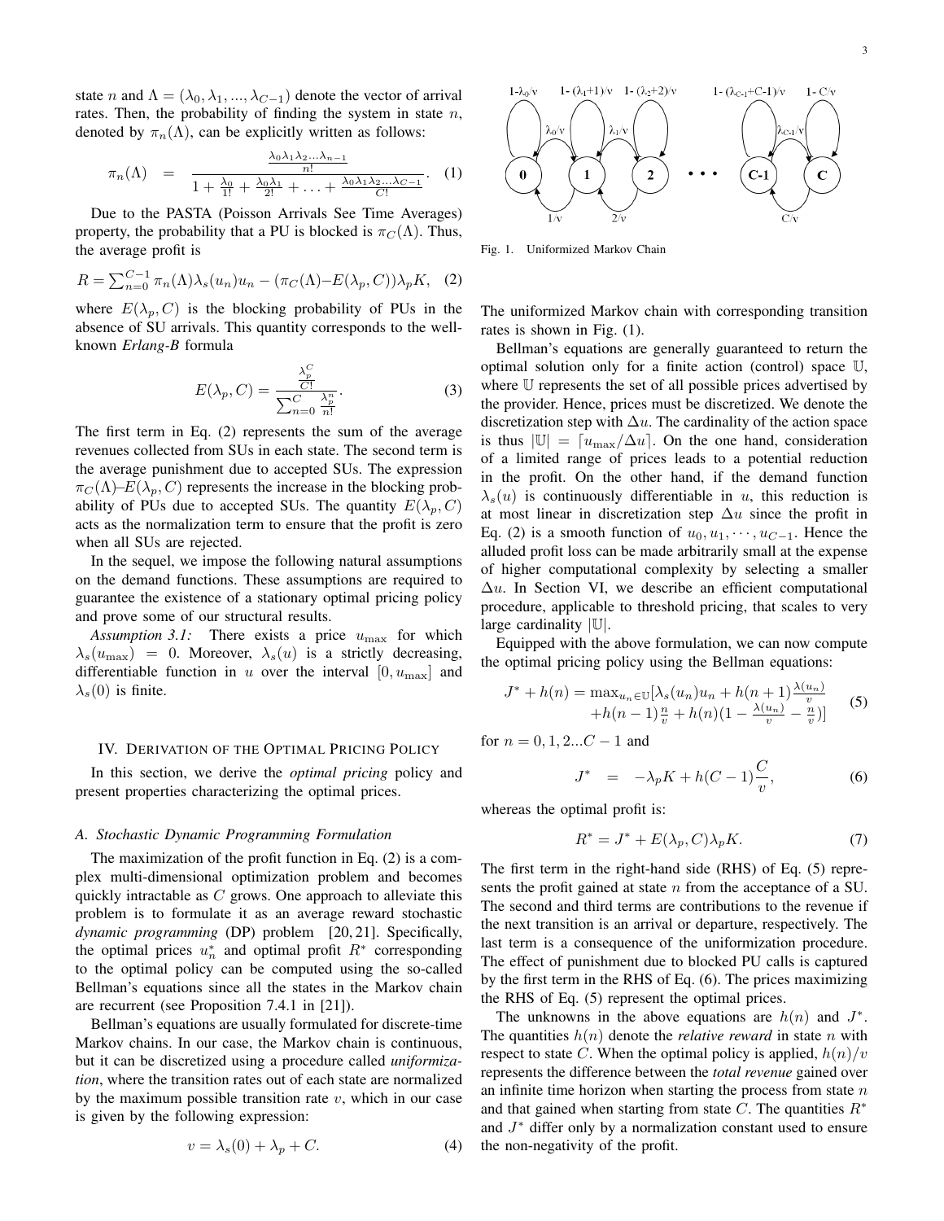state $n$ and $\Lambda = (\lambda_0, \lambda_1, ..., \lambda_{C-1})$ denote the vector of arrival rates. Then, the probability of finding the system in state $n$, denoted by $\pi_n(\Lambda)$, can be explicitly written as follows:

$$\pi_n(\Lambda) = \frac{\frac{\lambda_0\lambda_1\lambda_2...\lambda_{n-1}}{n!}}{1 + \frac{\lambda_0}{1!} + \frac{\lambda_0\lambda_1}{2!} + \ldots + \frac{\lambda_0\lambda_1\lambda_2...\lambda_{C-1}}{C!}}. \quad (1)$$

Due to the PASTA (Poisson Arrivals See Time Averages) property, the probability that a PU is blocked is $\pi_C(\Lambda)$. Thus, the average profit is

$$R = \sum_{n=0}^{C-1} \pi_n(\Lambda)\lambda_s(u_n)u_n - (\pi_C(\Lambda)–E(\lambda_p, C))\lambda_p K, \quad (2)$$

where $E(\lambda_p, C)$ is the blocking probability of PUs in the absence of SU arrivals. This quantity corresponds to the well-known *Erlang-B* formula

$$E(\lambda_p, C) = \frac{\frac{\lambda_p^C}{C!}}{\sum_{n=0}^{C} \frac{\lambda_p^n}{n!}}. \quad (3)$$

The first term in Eq. (2) represents the sum of the average revenues collected from SUs in each state. The second term is the average punishment due to accepted SUs. The expression $\pi_C(\Lambda)$–$E(\lambda_p, C)$ represents the increase in the blocking probability of PUs due to accepted SUs. The quantity $E(\lambda_p, C)$ acts as the normalization term to ensure that the profit is zero when all SUs are rejected.

In the sequel, we impose the following natural assumptions on the demand functions. These assumptions are required to guarantee the existence of a stationary optimal pricing policy and prove some of our structural results.

*Assumption 3.1:* There exists a price $u_{\max}$ for which $\lambda_s(u_{\max}) = 0$. Moreover, $\lambda_s(u)$ is a strictly decreasing, differentiable function in $u$ over the interval $[0, u_{\max}]$ and $\lambda_s(0)$ is finite.

## IV. Derivation of the Optimal Pricing Policy

In this section, we derive the *optimal pricing* policy and present properties characterizing the optimal prices.

### A. Stochastic Dynamic Programming Formulation

The maximization of the profit function in Eq. (2) is a complex multi-dimensional optimization problem and becomes quickly intractable as $C$ grows. One approach to alleviate this problem is to formulate it as an average reward stochastic *dynamic programming* (DP) problem [20, 21]. Specifically, the optimal prices $u_n^*$ and optimal profit $R^*$ corresponding to the optimal policy can be computed using the so-called Bellman's equations since all the states in the Markov chain are recurrent (see Proposition 7.4.1 in [21]).

Bellman's equations are usually formulated for discrete-time Markov chains. In our case, the Markov chain is continuous, but it can be discretized using a procedure called *uniformization*, where the transition rates out of each state are normalized by the maximum possible transition rate $v$, which in our case is given by the following expression:

$$v = \lambda_s(0) + \lambda_p + C. \quad (4)$$

Fig. 1. Uniformized Markov Chain

The uniformized Markov chain with corresponding transition rates is shown in Fig. (1).

Bellman's equations are generally guaranteed to return the optimal solution only for a finite action (control) space $\mathbb{U}$, where $\mathbb{U}$ represents the set of all possible prices advertised by the provider. Hence, prices must be discretized. We denote the discretization step with $\Delta u$. The cardinality of the action space is thus $|\mathbb{U}| = \lceil u_{\max}/\Delta u \rceil$. On the one hand, consideration of a limited range of prices leads to a potential reduction in the profit. On the other hand, if the demand function $\lambda_s(u)$ is continuously differentiable in $u$, this reduction is at most linear in discretization step $\Delta u$ since the profit in Eq. (2) is a smooth function of $u_0, u_1, \cdots, u_{C-1}$. Hence the alluded profit loss can be made arbitrarily small at the expense of higher computational complexity by selecting a smaller $\Delta u$. In Section VI, we describe an efficient computational procedure, applicable to threshold pricing, that scales to very large cardinality $|\mathbb{U}|$.

Equipped with the above formulation, we can now compute the optimal pricing policy using the Bellman equations:

$$\begin{aligned} J^* + h(n) = \max_{u_n \in \mathbb{U}} [\lambda_s(u_n)u_n + h(n+1)\tfrac{\lambda(u_n)}{v} \\ + h(n-1)\tfrac{n}{v} + h(n)(1 - \tfrac{\lambda(u_n)}{v} - \tfrac{n}{v})] \end{aligned} \quad (5)$$

for $n = 0, 1, 2...C-1$ and

$$J^* = -\lambda_p K + h(C-1)\frac{C}{v}, \quad (6)$$

whereas the optimal profit is:

$$R^* = J^* + E(\lambda_p, C)\lambda_p K. \quad (7)$$

The first term in the right-hand side (RHS) of Eq. (5) represents the profit gained at state $n$ from the acceptance of a SU. The second and third terms are contributions to the revenue if the next transition is an arrival or departure, respectively. The last term is a consequence of the uniformization procedure. The effect of punishment due to blocked PU calls is captured by the first term in the RHS of Eq. (6). The prices maximizing the RHS of Eq. (5) represent the optimal prices.

The unknowns in the above equations are $h(n)$ and $J^*$. The quantities $h(n)$ denote the *relative reward* in state $n$ with respect to state $C$. When the optimal policy is applied, $h(n)/v$ represents the difference between the *total revenue* gained over an infinite time horizon when starting the process from state $n$ and that gained when starting from state $C$. The quantities $R^*$ and $J^*$ differ only by a normalization constant used to ensure the non-negativity of the profit.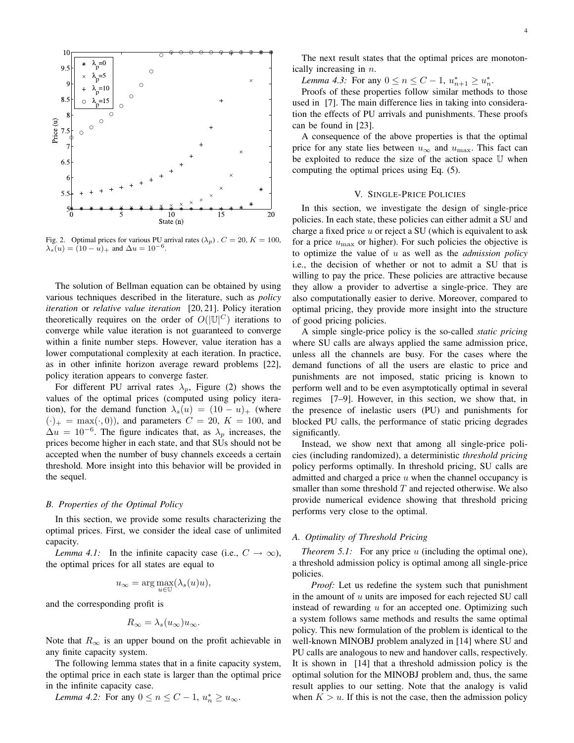Fig. 2. Optimal prices for various PU arrival rates ($\lambda_p$) . $C = 20$, $K = 100$, $\lambda_s(u) = (10 - u)_+$ and $\Delta u = 10^{-6}$.

The solution of Bellman equation can be obtained by using various techniques described in the literature, such as *policy iteration* or *relative value iteration* [20, 21]. Policy iteration theoretically requires on the order of $O(|\mathbb{U}|^C)$ iterations to converge while value iteration is not guaranteed to converge within a finite number steps. However, value iteration has a lower computational complexity at each iteration. In practice, as in other infinite horizon average reward problems [22], policy iteration appears to converge faster.

For different PU arrival rates $\lambda_p$, Figure (2) shows the values of the optimal prices (computed using policy iteration), for the demand function $\lambda_s(u) = (10 - u)_+$ (where $(\cdot)_+ = \max(\cdot, 0)$), and parameters $C = 20$, $K = 100$, and $\Delta u = 10^{-6}$. The figure indicates that, as $\lambda_p$ increases, the prices become higher in each state, and that SUs should not be accepted when the number of busy channels exceeds a certain threshold. More insight into this behavior will be provided in the sequel.

### B. Properties of the Optimal Policy

In this section, we provide some results characterizing the optimal prices. First, we consider the ideal case of unlimited capacity.

*Lemma 4.1:* In the infinite capacity case (i.e., $C \to \infty$), the optimal prices for all states are equal to

$$u_\infty = \arg\max_{u \in \mathbb{U}} (\lambda_s(u)u),$$

and the corresponding profit is

$$R_\infty = \lambda_s(u_\infty)u_\infty.$$

Note that $R_\infty$ is an upper bound on the profit achievable in any finite capacity system.

The following lemma states that in a finite capacity system, the optimal price in each state is larger than the optimal price in the infinite capacity case.

*Lemma 4.2:* For any $0 \le n \le C - 1$, $u_n^* \ge u_\infty$.

The next result states that the optimal prices are monotonically increasing in $n$.

*Lemma 4.3:* For any $0 \le n \le C - 1$, $u_{n+1}^* \ge u_n^*$.

Proofs of these properties follow similar methods to those used in [7]. The main difference lies in taking into consideration the effects of PU arrivals and punishments. These proofs can be found in [23].

A consequence of the above properties is that the optimal price for any state lies between $u_\infty$ and $u_{\max}$. This fact can be exploited to reduce the size of the action space $\mathbb{U}$ when computing the optimal prices using Eq. (5).

## V. Single-Price Policies

In this section, we investigate the design of single-price policies. In each state, these policies can either admit a SU and charge a fixed price $u$ or reject a SU (which is equivalent to ask for a price $u_{\max}$ or higher). For such policies the objective is to optimize the value of $u$ as well as the *admission policy* i.e., the decision of whether or not to admit a SU that is willing to pay the price. These policies are attractive because they allow a provider to advertise a single-price. They are also computationally easier to derive. Moreover, compared to optimal pricing, they provide more insight into the structure of good pricing policies.

A simple single-price policy is the so-called *static pricing* where SU calls are always applied the same admission price, unless all the channels are busy. For the cases where the demand functions of all the users are elastic to price and punishments are not imposed, static pricing is known to perform well and to be even asymptotically optimal in several regimes [7–9]. However, in this section, we show that, in the presence of inelastic users (PU) and punishments for blocked PU calls, the performance of static pricing degrades significantly.

Instead, we show next that among all single-price policies (including randomized), a deterministic *threshold pricing* policy performs optimally. In threshold pricing, SU calls are admitted and charged a price $u$ when the channel occupancy is smaller than some threshold $T$ and rejected otherwise. We also provide numerical evidence showing that threshold pricing performs very close to the optimal.

### A. Optimality of Threshold Pricing

*Theorem 5.1:* For any price $u$ (including the optimal one), a threshold admission policy is optimal among all single-price policies.

*Proof:* Let us redefine the system such that punishment in the amount of $u$ units are imposed for each rejected SU call instead of rewarding $u$ for an accepted one. Optimizing such a system follows same methods and results the same optimal policy. This new formulation of the problem is identical to the well-known MINOBJ problem analyzed in [14] where SU and PU calls are analogous to new and handover calls, respectively. It is shown in [14] that a threshold admission policy is the optimal solution for the MINOBJ problem and, thus, the same result applies to our setting. Note that the analogy is valid when $K > u$. If this is not the case, then the admission policy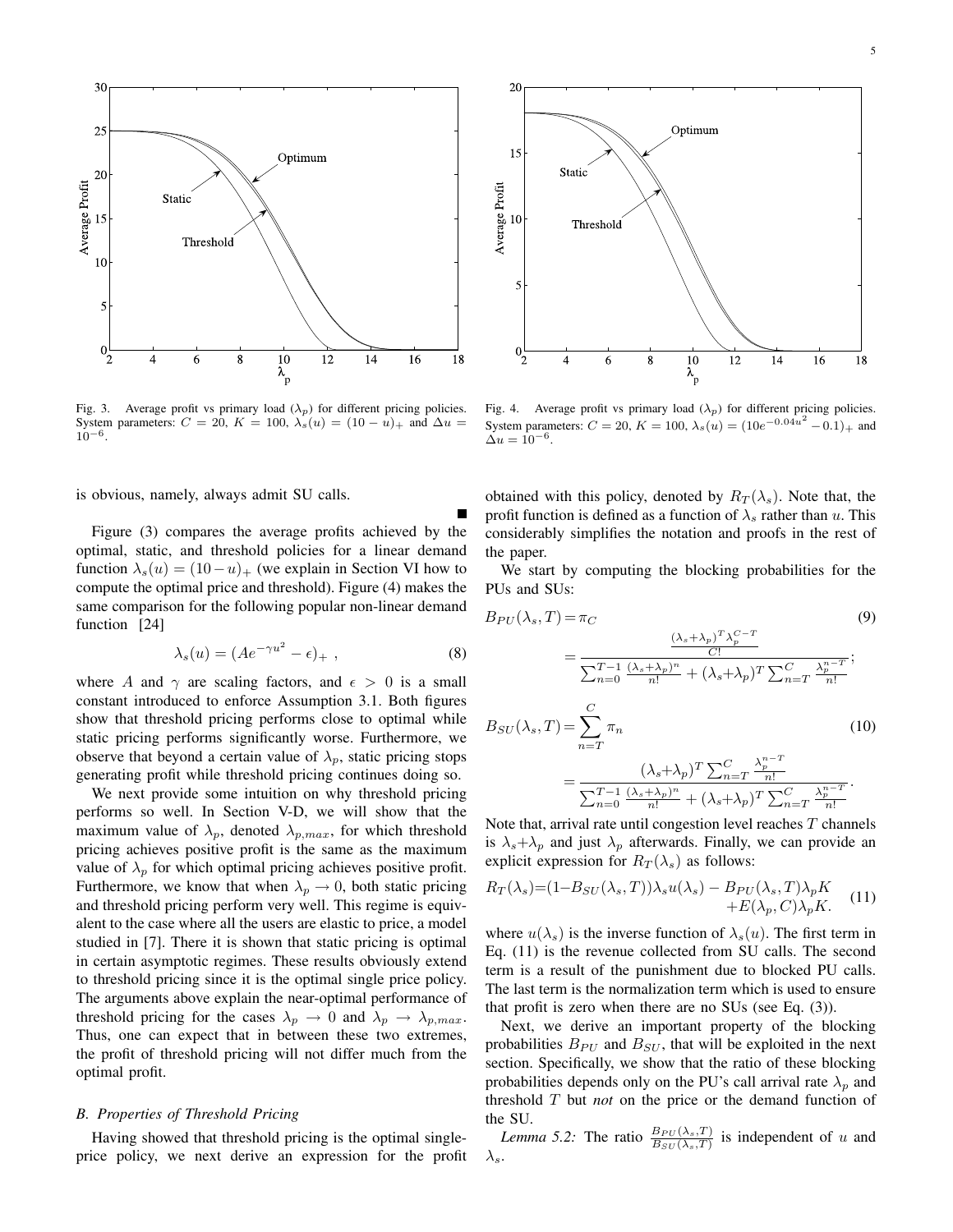Fig. 3. Average profit vs primary load ($\lambda_p$) for different pricing policies. System parameters: $C = 20$, $K = 100$, $\lambda_s(u) = (10 - u)_+$ and $\Delta u = 10^{-6}$.

Fig. 4. Average profit vs primary load ($\lambda_p$) for different pricing policies. System parameters: $C = 20$, $K = 100$, $\lambda_s(u) = (10e^{-0.04u^2} - 0.1)_+$ and $\Delta u = 10^{-6}$.

is obvious, namely, always admit SU calls. ∎

Figure (3) compares the average profits achieved by the optimal, static, and threshold policies for a linear demand function $\lambda_s(u) = (10 - u)_+$ (we explain in Section VI how to compute the optimal price and threshold). Figure (4) makes the same comparison for the following popular non-linear demand function [24]

$$\lambda_s(u) = (Ae^{-\gamma u^2} - \epsilon)_+ \ , \tag{8}$$

where $A$ and $\gamma$ are scaling factors, and $\epsilon > 0$ is a small constant introduced to enforce Assumption 3.1. Both figures show that threshold pricing performs close to optimal while static pricing performs significantly worse. Furthermore, we observe that beyond a certain value of $\lambda_p$, static pricing stops generating profit while threshold pricing continues doing so.

We next provide some intuition on why threshold pricing performs so well. In Section V-D, we will show that the maximum value of $\lambda_p$, denoted $\lambda_{p,max}$, for which threshold pricing achieves positive profit is the same as the maximum value of $\lambda_p$ for which optimal pricing achieves positive profit. Furthermore, we know that when $\lambda_p \to 0$, both static pricing and threshold pricing perform very well. This regime is equivalent to the case where all the users are elastic to price, a model studied in [7]. There it is shown that static pricing is optimal in certain asymptotic regimes. These results obviously extend to threshold pricing since it is the optimal single price policy. The arguments above explain the near-optimal performance of threshold pricing for the cases $\lambda_p \to 0$ and $\lambda_p \to \lambda_{p,max}$. Thus, one can expect that in between these two extremes, the profit of threshold pricing will not differ much from the optimal profit.

### B. Properties of Threshold Pricing

Having showed that threshold pricing is the optimal single-price policy, we next derive an expression for the profit obtained with this policy, denoted by $R_T(\lambda_s)$. Note that, the profit function is defined as a function of $\lambda_s$ rather than $u$. This considerably simplifies the notation and proofs in the rest of the paper.

We start by computing the blocking probabilities for the PUs and SUs:

$$B_{PU}(\lambda_s, T) = \pi_C = \frac{\frac{(\lambda_s+\lambda_p)^T \lambda_p^{C-T}}{C!}}{\sum_{n=0}^{T-1} \frac{(\lambda_s+\lambda_p)^n}{n!} + (\lambda_s+\lambda_p)^T \sum_{n=T}^{C} \frac{\lambda_p^{n-T}}{n!}}; \tag{9}$$

$$B_{SU}(\lambda_s, T) = \sum_{n=T}^{C} \pi_n = \frac{(\lambda_s+\lambda_p)^T \sum_{n=T}^{C} \frac{\lambda_p^{n-T}}{n!}}{\sum_{n=0}^{T-1} \frac{(\lambda_s+\lambda_p)^n}{n!} + (\lambda_s+\lambda_p)^T \sum_{n=T}^{C} \frac{\lambda_p^{n-T}}{n!}}. \tag{10}$$

Note that, arrival rate until congestion level reaches $T$ channels is $\lambda_s+\lambda_p$ and just $\lambda_p$ afterwards. Finally, we can provide an explicit expression for $R_T(\lambda_s)$ as follows:

$$R_T(\lambda_s) = (1 - B_{SU}(\lambda_s, T))\lambda_s u(\lambda_s) - B_{PU}(\lambda_s, T)\lambda_p K + E(\lambda_p, C)\lambda_p K. \tag{11}$$

where $u(\lambda_s)$ is the inverse function of $\lambda_s(u)$. The first term in Eq. (11) is the revenue collected from SU calls. The second term is a result of the punishment due to blocked PU calls. The last term is the normalization term which is used to ensure that profit is zero when there are no SUs (see Eq. (3)).

Next, we derive an important property of the blocking probabilities $B_{PU}$ and $B_{SU}$, that will be exploited in the next section. Specifically, we show that the ratio of these blocking probabilities depends only on the PU's call arrival rate $\lambda_p$ and threshold $T$ but *not* on the price or the demand function of the SU.

*Lemma 5.2:* The ratio $\frac{B_{PU}(\lambda_s, T)}{B_{SU}(\lambda_s, T)}$ is independent of $u$ and $\lambda_s$.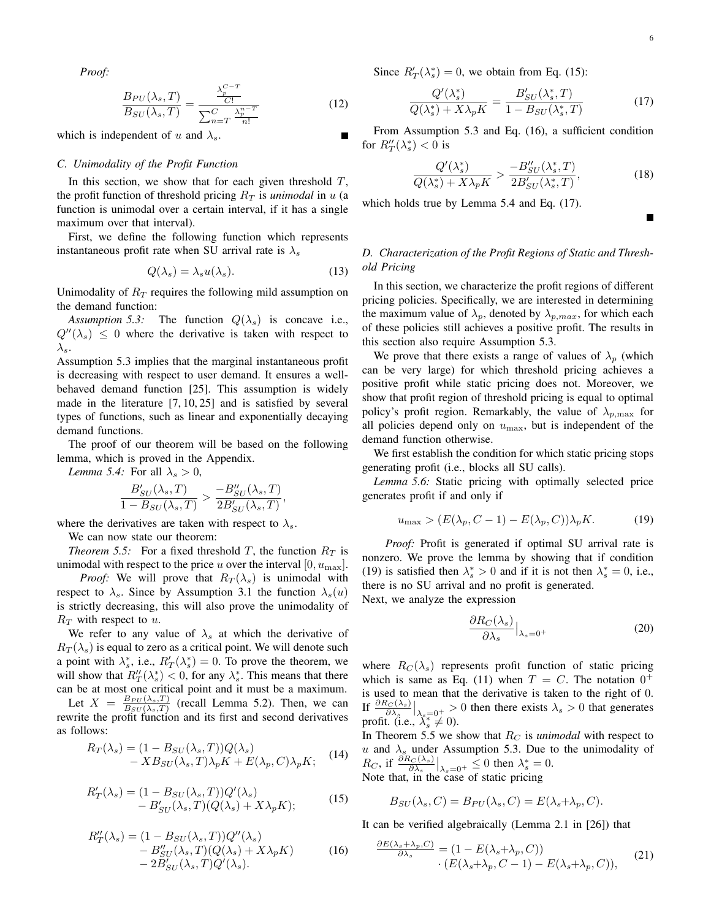*Proof:*

$$\frac{B_{PU}(\lambda_s, T)}{B_{SU}(\lambda_s, T)} = \frac{\frac{\lambda_p^{C-T}}{C!}}{\sum_{n=T}^{C} \frac{\lambda_p^{n-T}}{n!}} \tag{12}$$

which is independent of $u$ and $\lambda_s$. ∎

### C. Unimodality of the Profit Function

In this section, we show that for each given threshold $T$, the profit function of threshold pricing $R_T$ is *unimodal* in $u$ (a function is unimodal over a certain interval, if it has a single maximum over that interval).

First, we define the following function which represents instantaneous profit rate when SU arrival rate is $\lambda_s$

$$Q(\lambda_s) = \lambda_s u(\lambda_s). \tag{13}$$

Unimodality of $R_T$ requires the following mild assumption on the demand function:

*Assumption 5.3:* The function $Q(\lambda_s)$ is concave i.e., $Q''(\lambda_s) \leq 0$ where the derivative is taken with respect to $\lambda_s$.

Assumption 5.3 implies that the marginal instantaneous profit is decreasing with respect to user demand. It ensures a well-behaved demand function [25]. This assumption is widely made in the literature [7, 10, 25] and is satisfied by several types of functions, such as linear and exponentially decaying demand functions.

The proof of our theorem will be based on the following lemma, which is proved in the Appendix.

*Lemma 5.4:* For all $\lambda_s > 0$,

$$\frac{B'_{SU}(\lambda_s, T)}{1 - B_{SU}(\lambda_s, T)} > \frac{-B''_{SU}(\lambda_s, T)}{2B'_{SU}(\lambda_s, T)},$$

where the derivatives are taken with respect to $\lambda_s$.

We can now state our theorem:

*Theorem 5.5:* For a fixed threshold $T$, the function $R_T$ is unimodal with respect to the price $u$ over the interval $[0, u_{\max}]$.

*Proof:* We will prove that $R_T(\lambda_s)$ is unimodal with respect to $\lambda_s$. Since by Assumption 3.1 the function $\lambda_s(u)$ is strictly decreasing, this will also prove the unimodality of $R_T$ with respect to $u$.

We refer to any value of $\lambda_s$ at which the derivative of $R_T(\lambda_s)$ is equal to zero as a critical point. We will denote such a point with $\lambda_s^*$, i.e., $R'_T(\lambda_s^*) = 0$. To prove the theorem, we will show that $R''_T(\lambda_s^*) < 0$, for any $\lambda_s^*$. This means that there can be at most one critical point and it must be a maximum.

Let $X = \frac{B_{PU}(\lambda_s, T)}{B_{SU}(\lambda_s, T)}$ (recall Lemma 5.2). Then, we can rewrite the profit function and its first and second derivatives as follows:

$$\begin{aligned} R_T(\lambda_s) &= (1 - B_{SU}(\lambda_s, T))Q(\lambda_s) \\ &\quad - XB_{SU}(\lambda_s, T)\lambda_p K + E(\lambda_p, C)\lambda_p K; \end{aligned} \tag{14}$$

$$\begin{aligned} R'_T(\lambda_s) &= (1 - B_{SU}(\lambda_s, T))Q'(\lambda_s) \\ &\quad - B'_{SU}(\lambda_s, T)(Q(\lambda_s) + X\lambda_p K); \end{aligned} \tag{15}$$

$$\begin{aligned} R''_T(\lambda_s) &= (1 - B_{SU}(\lambda_s, T))Q''(\lambda_s) \\ &\quad - B''_{SU}(\lambda_s, T)(Q(\lambda_s) + X\lambda_p K) \\ &\quad - 2B'_{SU}(\lambda_s, T)Q'(\lambda_s). \end{aligned} \tag{16}$$

Since $R'_T(\lambda_s^*) = 0$, we obtain from Eq. (15):

$$\frac{Q'(\lambda_s^*)}{Q(\lambda_s^*) + X\lambda_p K} = \frac{B'_{SU}(\lambda_s^*, T)}{1 - B_{SU}(\lambda_s^*, T)} \tag{17}$$

From Assumption 5.3 and Eq. (16), a sufficient condition for $R''_T(\lambda_s^*) < 0$ is

$$\frac{Q'(\lambda_s^*)}{Q(\lambda_s^*) + X\lambda_p K} > \frac{-B''_{SU}(\lambda_s^*, T)}{2B'_{SU}(\lambda_s^*, T)}, \tag{18}$$

which holds true by Lemma 5.4 and Eq. (17). ∎

### D. Characterization of the Profit Regions of Static and Threshold Pricing

In this section, we characterize the profit regions of different pricing policies. Specifically, we are interested in determining the maximum value of $\lambda_p$, denoted by $\lambda_{p,max}$, for which each of these policies still achieves a positive profit. The results in this section also require Assumption 5.3.

We prove that there exists a range of values of $\lambda_p$ (which can be very large) for which threshold pricing achieves a positive profit while static pricing does not. Moreover, we show that profit region of threshold pricing is equal to optimal policy's profit region. Remarkably, the value of $\lambda_{p,\max}$ for all policies depend only on $u_{\max}$, but is independent of the demand function otherwise.

We first establish the condition for which static pricing stops generating profit (i.e., blocks all SU calls).

*Lemma 5.6:* Static pricing with optimally selected price generates profit if and only if

$$u_{\max} > (E(\lambda_p, C-1) - E(\lambda_p, C))\lambda_p K. \tag{19}$$

*Proof:* Profit is generated if optimal SU arrival rate is nonzero. We prove the lemma by showing that if condition (19) is satisfied then $\lambda_s^* > 0$ and if it is not then $\lambda_s^* = 0$, i.e., there is no SU arrival and no profit is generated.

Next, we analyze the expression

$$\frac{\partial R_C(\lambda_s)}{\partial \lambda_s}\Big|_{\lambda_s = 0^+} \tag{20}$$

where $R_C(\lambda_s)$ represents profit function of static pricing which is same as Eq. (11) when $T = C$. The notation $0^+$ is used to mean that the derivative is taken to the right of 0. If $\frac{\partial R_C(\lambda_s)}{\partial \lambda_s}\big|_{\lambda_s=0^+} > 0$ then there exists $\lambda_s > 0$ that generates profit. (i.e., $\lambda_s^* \neq 0$).

In Theorem 5.5 we show that $R_C$ is *unimodal* with respect to $u$ and $\lambda_s$ under Assumption 5.3. Due to the unimodality of $R_C$, if $\frac{\partial R_C(\lambda_s)}{\partial \lambda_s}\big|_{\lambda_s=0^+} \leq 0$ then $\lambda_s^* = 0$.

Note that, in the case of static pricing

$$B_{SU}(\lambda_s, C) = B_{PU}(\lambda_s, C) = E(\lambda_s + \lambda_p, C).$$

It can be verified algebraically (Lemma 2.1 in [26]) that

$$\begin{aligned} \frac{\partial E(\lambda_s + \lambda_p, C)}{\partial \lambda_s} &= (1 - E(\lambda_s + \lambda_p, C)) \\ &\quad \cdot (E(\lambda_s + \lambda_p, C-1) - E(\lambda_s + \lambda_p, C)), \end{aligned} \tag{21}$$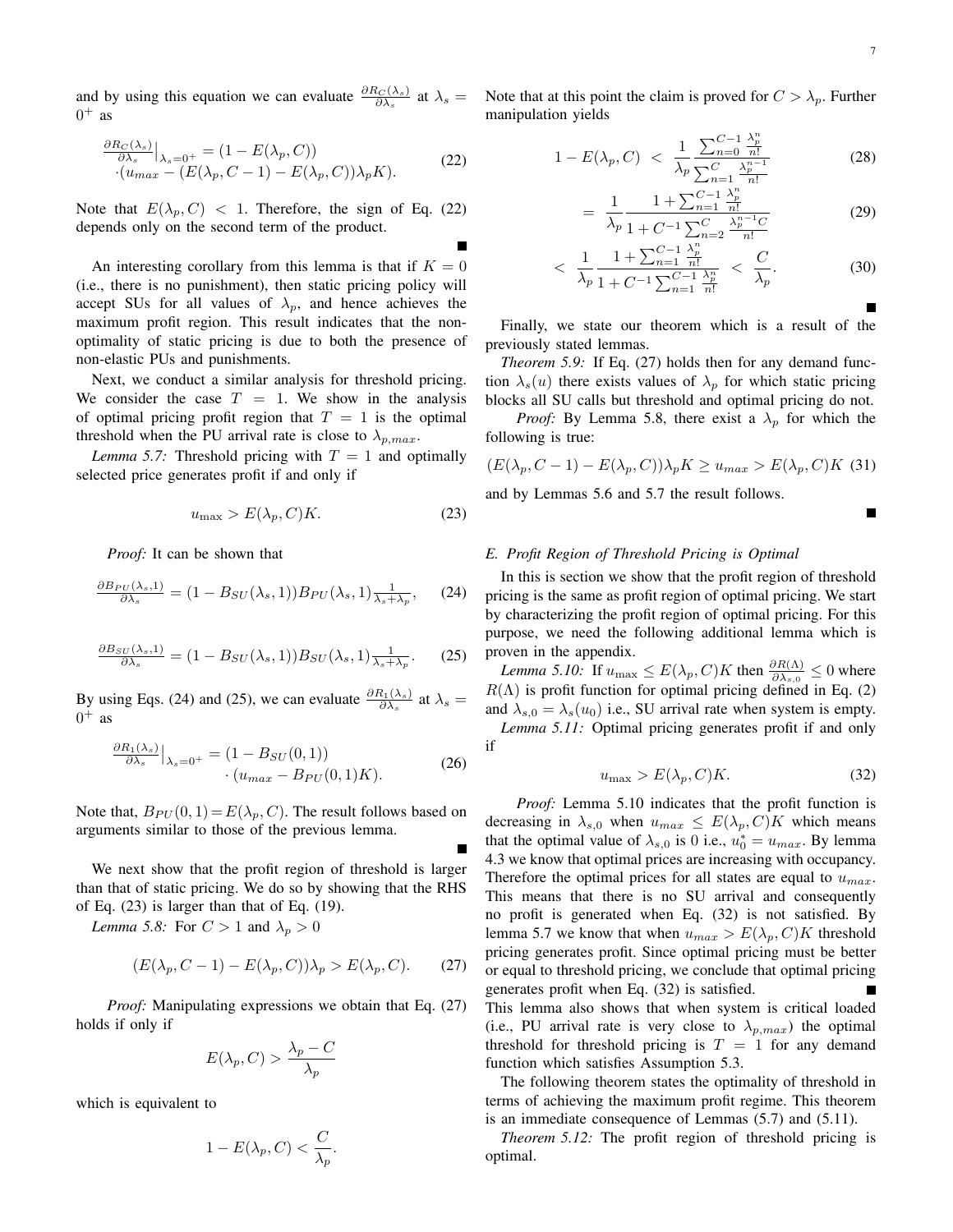and by using this equation we can evaluate $\frac{\partial R_C(\lambda_s)}{\partial \lambda_s}$ at $\lambda_s = 0^+$ as

$$\begin{aligned}\frac{\partial R_C(\lambda_s)}{\partial \lambda_s}\Big|_{\lambda_s=0^+} &= (1 - E(\lambda_p, C)) \\ &\cdot (u_{max} - (E(\lambda_p, C-1) - E(\lambda_p, C))\lambda_p K).\end{aligned} \tag{22}$$

Note that $E(\lambda_p, C) < 1$. Therefore, the sign of Eq. (22) depends only on the second term of the product. ∎

An interesting corollary from this lemma is that if $K = 0$ (i.e., there is no punishment), then static pricing policy will accept SUs for all values of $\lambda_p$, and hence achieves the maximum profit region. This result indicates that the non-optimality of static pricing is due to both the presence of non-elastic PUs and punishments.

Next, we conduct a similar analysis for threshold pricing. We consider the case $T = 1$. We show in the analysis of optimal pricing profit region that $T = 1$ is the optimal threshold when the PU arrival rate is close to $\lambda_{p,max}$.

*Lemma 5.7:* Threshold pricing with $T = 1$ and optimally selected price generates profit if and only if

$$u_{\max} > E(\lambda_p, C)K. \tag{23}$$

*Proof:* It can be shown that

$$\frac{\partial B_{PU}(\lambda_s, 1)}{\partial \lambda_s} = (1 - B_{SU}(\lambda_s, 1)) B_{PU}(\lambda_s, 1) \frac{1}{\lambda_s + \lambda_p}, \tag{24}$$

$$\frac{\partial B_{SU}(\lambda_s, 1)}{\partial \lambda_s} = (1 - B_{SU}(\lambda_s, 1)) B_{SU}(\lambda_s, 1) \frac{1}{\lambda_s + \lambda_p}. \tag{25}$$

By using Eqs. (24) and (25), we can evaluate $\frac{\partial R_1(\lambda_s)}{\partial \lambda_s}$ at $\lambda_s = 0^+$ as

$$\begin{aligned}\frac{\partial R_1(\lambda_s)}{\partial \lambda_s}\Big|_{\lambda_s=0^+} &= (1 - B_{SU}(0,1)) \\ &\cdot (u_{max} - B_{PU}(0,1)K).\end{aligned} \tag{26}$$

Note that, $B_{PU}(0,1) = E(\lambda_p, C)$. The result follows based on arguments similar to those of the previous lemma. ∎

We next show that the profit region of threshold is larger than that of static pricing. We do so by showing that the RHS of Eq. (23) is larger than that of Eq. (19).

*Lemma 5.8:* For $C > 1$ and $\lambda_p > 0$

$$(E(\lambda_p, C-1) - E(\lambda_p, C))\lambda_p > E(\lambda_p, C). \tag{27}$$

*Proof:* Manipulating expressions we obtain that Eq. (27) holds if only if

$$E(\lambda_p, C) > \frac{\lambda_p - C}{\lambda_p}$$

which is equivalent to

$$1 - E(\lambda_p, C) < \frac{C}{\lambda_p}.$$

Note that at this point the claim is proved for $C > \lambda_p$. Further manipulation yields

$$1 - E(\lambda_p, C) \;<\; \frac{1}{\lambda_p} \frac{\sum_{n=0}^{C-1} \frac{\lambda_p^n}{n!}}{\sum_{n=1}^{C} \frac{\lambda_p^{n-1}}{n!}} \tag{28}$$

$$= \frac{1}{\lambda_p} \frac{1 + \sum_{n=1}^{C-1} \frac{\lambda_p^n}{n!}}{1 + C^{-1} \sum_{n=2}^{C} \frac{\lambda_p^{n-1} C}{n!}} \tag{29}$$

$$< \frac{1}{\lambda_p} \frac{1 + \sum_{n=1}^{C-1} \frac{\lambda_p^n}{n!}}{1 + C^{-1} \sum_{n=1}^{C-1} \frac{\lambda_p^n}{n!}} \;<\; \frac{C}{\lambda_p}. \tag{30}$$

∎

Finally, we state our theorem which is a result of the previously stated lemmas.

*Theorem 5.9:* If Eq. (27) holds then for any demand function $\lambda_s(u)$ there exists values of $\lambda_p$ for which static pricing blocks all SU calls but threshold and optimal pricing do not.

*Proof:* By Lemma 5.8, there exist a $\lambda_p$ for which the following is true:

$$(E(\lambda_p, C-1) - E(\lambda_p, C))\lambda_p K \geq u_{max} > E(\lambda_p, C)K \tag{31}$$

and by Lemmas 5.6 and 5.7 the result follows. ∎

### E. Profit Region of Threshold Pricing is Optimal

In this is section we show that the profit region of threshold pricing is the same as profit region of optimal pricing. We start by characterizing the profit region of optimal pricing. For this purpose, we need the following additional lemma which is proven in the appendix.

*Lemma 5.10:* If $u_{\max} \leq E(\lambda_p, C)K$ then $\frac{\partial R(\Lambda)}{\partial \lambda_{s,0}} \leq 0$ where $R(\Lambda)$ is profit function for optimal pricing defined in Eq. (2) and $\lambda_{s,0} = \lambda_s(u_0)$ i.e., SU arrival rate when system is empty.

*Lemma 5.11:* Optimal pricing generates profit if and only if

$$u_{\max} > E(\lambda_p, C)K. \tag{32}$$

*Proof:* Lemma 5.10 indicates that the profit function is decreasing in $\lambda_{s,0}$ when $u_{max} \leq E(\lambda_p, C)K$ which means that the optimal value of $\lambda_{s,0}$ is 0 i.e., $u_0^* = u_{max}$. By lemma 4.3 we know that optimal prices are increasing with occupancy. Therefore the optimal prices for all states are equal to $u_{max}$. This means that there is no SU arrival and consequently no profit is generated when Eq. (32) is not satisfied. By lemma 5.7 we know that when $u_{max} > E(\lambda_p, C)K$ threshold pricing generates profit. Since optimal pricing must be better or equal to threshold pricing, we conclude that optimal pricing generates profit when Eq. (32) is satisfied. ∎

This lemma also shows that when system is critical loaded (i.e., PU arrival rate is very close to $\lambda_{p,max}$) the optimal threshold for threshold pricing is $T = 1$ for any demand function which satisfies Assumption 5.3.

The following theorem states the optimality of threshold in terms of achieving the maximum profit regime. This theorem is an immediate consequence of Lemmas (5.7) and (5.11).

*Theorem 5.12:* The profit region of threshold pricing is optimal.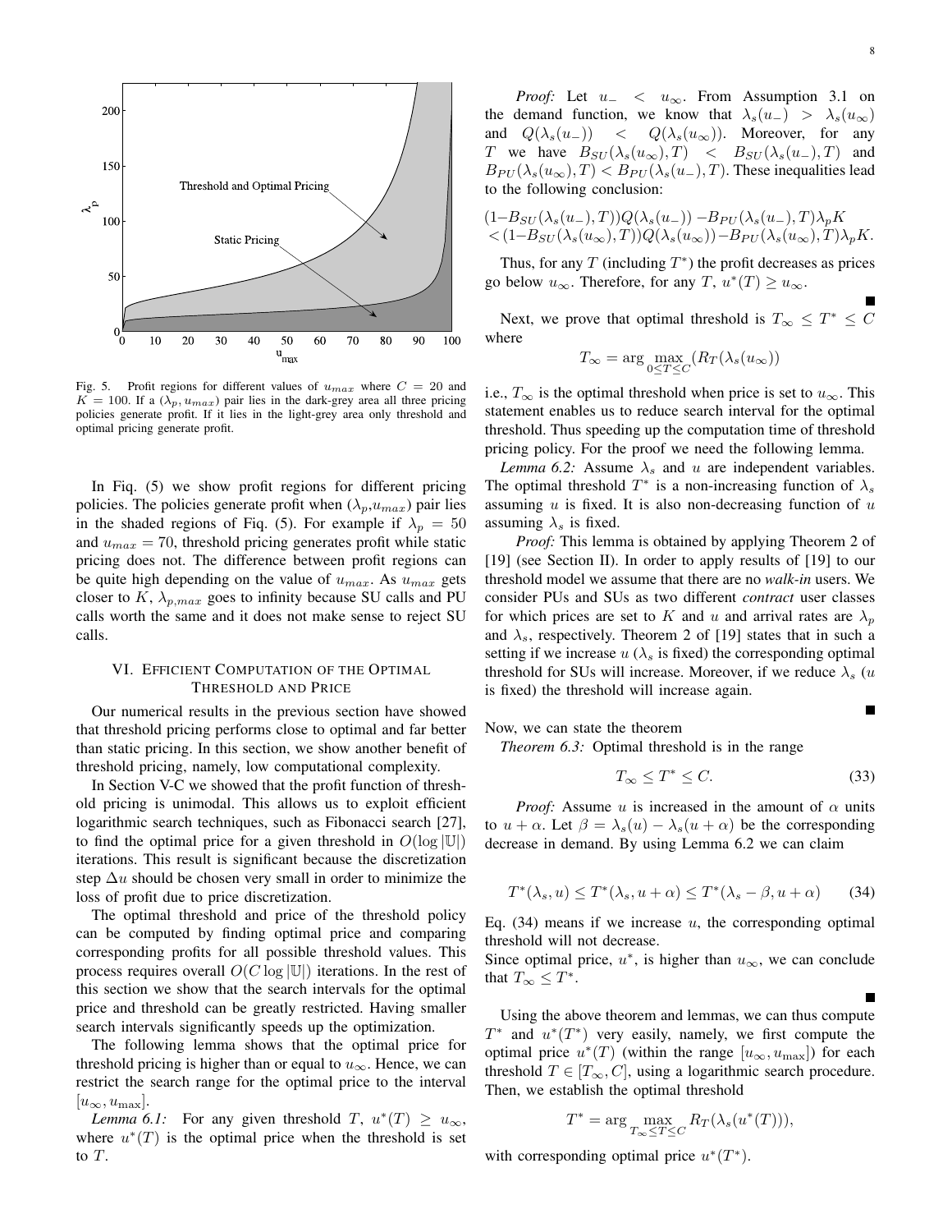Fig. 5. Profit regions for different values of $u_{max}$ where $C = 20$ and $K = 100$. If a $(\lambda_p, u_{max})$ pair lies in the dark-grey area all three pricing policies generate profit. If it lies in the light-grey area only threshold and optimal pricing generate profit.

In Fiq. (5) we show profit regions for different pricing policies. The policies generate profit when ($\lambda_p$,$u_{max}$) pair lies in the shaded regions of Fiq. (5). For example if $\lambda_p = 50$ and $u_{max} = 70$, threshold pricing generates profit while static pricing does not. The difference between profit regions can be quite high depending on the value of $u_{max}$. As $u_{max}$ gets closer to $K$, $\lambda_{p,max}$ goes to infinity because SU calls and PU calls worth the same and it does not make sense to reject SU calls.

## VI. Efficient Computation of the Optimal Threshold and Price

Our numerical results in the previous section have showed that threshold pricing performs close to optimal and far better than static pricing. In this section, we show another benefit of threshold pricing, namely, low computational complexity.

In Section V-C we showed that the profit function of threshold pricing is unimodal. This allows us to exploit efficient logarithmic search techniques, such as Fibonacci search [27], to find the optimal price for a given threshold in $O(\log |\mathbb{U}|)$ iterations. This result is significant because the discretization step $\Delta u$ should be chosen very small in order to minimize the loss of profit due to price discretization.

The optimal threshold and price of the threshold policy can be computed by finding optimal price and comparing corresponding profits for all possible threshold values. This process requires overall $O(C \log |\mathbb{U}|)$ iterations. In the rest of this section we show that the search intervals for the optimal price and threshold can be greatly restricted. Having smaller search intervals significantly speeds up the optimization.

The following lemma shows that the optimal price for threshold pricing is higher than or equal to $u_\infty$. Hence, we can restrict the search range for the optimal price to the interval $[u_\infty, u_{\max}]$.

*Lemma 6.1:* For any given threshold $T$, $u^*(T) \geq u_\infty$, where $u^*(T)$ is the optimal price when the threshold is set to $T$.

*Proof:* Let $u_- < u_\infty$. From Assumption 3.1 on the demand function, we know that $\lambda_s(u_-) > \lambda_s(u_\infty)$ and $Q(\lambda_s(u_-)) < Q(\lambda_s(u_\infty))$. Moreover, for any $T$ we have $B_{SU}(\lambda_s(u_\infty), T) < B_{SU}(\lambda_s(u_-), T)$ and $B_{PU}(\lambda_s(u_\infty), T) < B_{PU}(\lambda_s(u_-), T)$. These inequalities lead to the following conclusion:

$$
\begin{aligned}
&(1-B_{SU}(\lambda_s(u_-), T))Q(\lambda_s(u_-)) - B_{PU}(\lambda_s(u_-), T)\lambda_p K \\
&< (1-B_{SU}(\lambda_s(u_\infty), T))Q(\lambda_s(u_\infty)) - B_{PU}(\lambda_s(u_\infty), T)\lambda_p K.
\end{aligned}
$$

Thus, for any $T$ (including $T^*$) the profit decreases as prices go below $u_\infty$. Therefore, for any $T$, $u^*(T) \geq u_\infty$. ■

Next, we prove that optimal threshold is $T_\infty \leq T^* \leq C$ where

$$T_\infty = \arg \max_{0 \leq T \leq C} (R_T(\lambda_s(u_\infty))$$

i.e., $T_\infty$ is the optimal threshold when price is set to $u_\infty$. This statement enables us to reduce search interval for the optimal threshold. Thus speeding up the computation time of threshold pricing policy. For the proof we need the following lemma.

*Lemma 6.2:* Assume $\lambda_s$ and $u$ are independent variables. The optimal threshold $T^*$ is a non-increasing function of $\lambda_s$ assuming $u$ is fixed. It is also non-decreasing function of $u$ assuming $\lambda_s$ is fixed.

*Proof:* This lemma is obtained by applying Theorem 2 of [19] (see Section II). In order to apply results of [19] to our threshold model we assume that there are no *walk-in* users. We consider PUs and SUs as two different *contract* user classes for which prices are set to $K$ and $u$ and arrival rates are $\lambda_p$ and $\lambda_s$, respectively. Theorem 2 of [19] states that in such a setting if we increase $u$ ($\lambda_s$ is fixed) the corresponding optimal threshold for SUs will increase. Moreover, if we reduce $\lambda_s$ ($u$ is fixed) the threshold will increase again. ■

Now, we can state the theorem

*Theorem 6.3:* Optimal threshold is in the range

$$T_\infty \leq T^* \leq C. \tag{33}$$

*Proof:* Assume $u$ is increased in the amount of $\alpha$ units to $u + \alpha$. Let $\beta = \lambda_s(u) - \lambda_s(u + \alpha)$ be the corresponding decrease in demand. By using Lemma 6.2 we can claim

$$T^*(\lambda_s, u) \leq T^*(\lambda_s, u + \alpha) \leq T^*(\lambda_s - \beta, u + \alpha) \tag{34}$$

Eq. (34) means if we increase $u$, the corresponding optimal threshold will not decrease.

Since optimal price, $u^*$, is higher than $u_\infty$, we can conclude that $T_\infty \leq T^*$. ■

Using the above theorem and lemmas, we can thus compute $T^*$ and $u^*(T^*)$ very easily, namely, we first compute the optimal price $u^*(T)$ (within the range $[u_\infty, u_{\max}]$) for each threshold $T \in [T_\infty, C]$, using a logarithmic search procedure. Then, we establish the optimal threshold

$$T^* = \arg \max_{T_\infty \leq T \leq C} R_T(\lambda_s(u^*(T))),$$

with corresponding optimal price $u^*(T^*)$.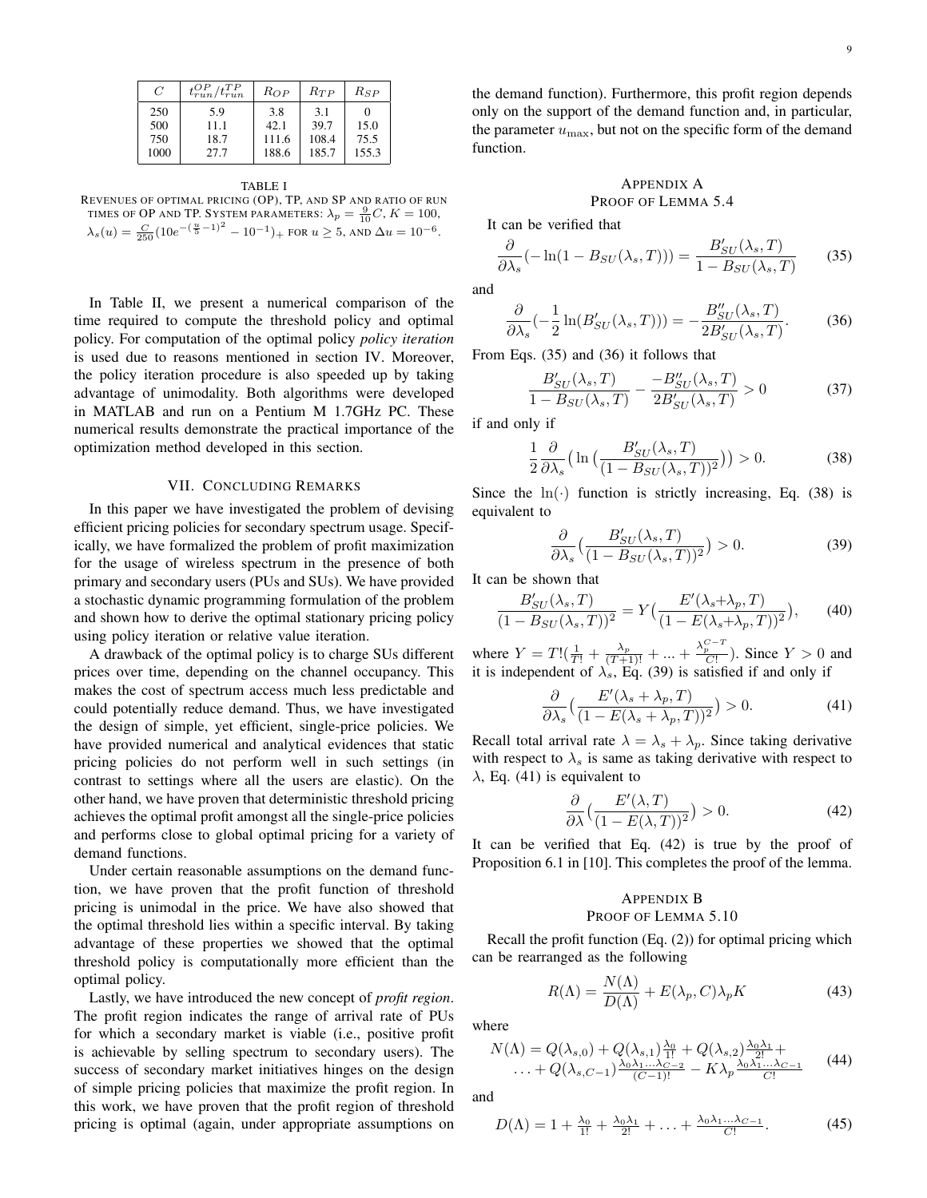| $C$ | $t_{run}^{OP}/t_{run}^{TP}$ | $R_{OP}$ | $R_{TP}$ | $R_{SP}$ |
|---|---|---|---|---|
| 250 | 5.9 | 3.8 | 3.1 | 0 |
| 500 | 11.1 | 42.1 | 39.7 | 15.0 |
| 750 | 18.7 | 111.6 | 108.4 | 75.5 |
| 1000 | 27.7 | 188.6 | 185.7 | 155.3 |

TABLE I
REVENUES OF OPTIMAL PRICING (OP), TP, AND SP AND RATIO OF RUN TIMES OF OP AND TP. SYSTEM PARAMETERS: $\lambda_p = \frac{9}{10}C$, $K = 100$, $\lambda_s(u) = \frac{C}{250}(10e^{-(\frac{u}{5}-1)^2} - 10^{-1})_+$ FOR $u \geq 5$, AND $\Delta u = 10^{-6}$.

In Table II, we present a numerical comparison of the time required to compute the threshold policy and optimal policy. For computation of the optimal policy *policy iteration* is used due to reasons mentioned in section IV. Moreover, the policy iteration procedure is also speeded up by taking advantage of unimodality. Both algorithms were developed in MATLAB and run on a Pentium M 1.7GHz PC. These numerical results demonstrate the practical importance of the optimization method developed in this section.

## VII. CONCLUDING REMARKS

In this paper we have investigated the problem of devising efficient pricing policies for secondary spectrum usage. Specifically, we have formalized the problem of profit maximization for the usage of wireless spectrum in the presence of both primary and secondary users (PUs and SUs). We have provided a stochastic dynamic programming formulation of the problem and shown how to derive the optimal stationary pricing policy using policy iteration or relative value iteration.

A drawback of the optimal policy is to charge SUs different prices over time, depending on the channel occupancy. This makes the cost of spectrum access much less predictable and could potentially reduce demand. Thus, we have investigated the design of simple, yet efficient, single-price policies. We have provided numerical and analytical evidences that static pricing policies do not perform well in such settings (in contrast to settings where all the users are elastic). On the other hand, we have proven that deterministic threshold pricing achieves the optimal profit amongst all the single-price policies and performs close to global optimal pricing for a variety of demand functions.

Under certain reasonable assumptions on the demand function, we have proven that the profit function of threshold pricing is unimodal in the price. We have also showed that the optimal threshold lies within a specific interval. By taking advantage of these properties we showed that the optimal threshold policy is computationally more efficient than the optimal policy.

Lastly, we have introduced the new concept of *profit region*. The profit region indicates the range of arrival rate of PUs for which a secondary market is viable (i.e., positive profit is achievable by selling spectrum to secondary users). The success of secondary market initiatives hinges on the design of simple pricing policies that maximize the profit region. In this work, we have proven that the profit region of threshold pricing is optimal (again, under appropriate assumptions on the demand function). Furthermore, this profit region depends only on the support of the demand function and, in particular, the parameter $u_{\max}$, but not on the specific form of the demand function.

## APPENDIX A
## PROOF OF LEMMA 5.4

It can be verified that

$$\frac{\partial}{\partial \lambda_s}(-\ln(1 - B_{SU}(\lambda_s, T))) = \frac{B'_{SU}(\lambda_s, T)}{1 - B_{SU}(\lambda_s, T)} \tag{35}$$

and

$$\frac{\partial}{\partial \lambda_s}(-\frac{1}{2}\ln(B'_{SU}(\lambda_s, T))) = -\frac{B''_{SU}(\lambda_s, T)}{2B'_{SU}(\lambda_s, T)}. \tag{36}$$

From Eqs. (35) and (36) it follows that

$$\frac{B'_{SU}(\lambda_s, T)}{1 - B_{SU}(\lambda_s, T)} - \frac{-B''_{SU}(\lambda_s, T)}{2B'_{SU}(\lambda_s, T)} > 0 \tag{37}$$

if and only if

$$\frac{1}{2}\frac{\partial}{\partial \lambda_s}\big(\ln\big(\frac{B'_{SU}(\lambda_s, T)}{(1 - B_{SU}(\lambda_s, T))^2}\big)\big) > 0. \tag{38}$$

Since the $\ln(\cdot)$ function is strictly increasing, Eq. (38) is equivalent to

$$\frac{\partial}{\partial \lambda_s}\big(\frac{B'_{SU}(\lambda_s, T)}{(1 - B_{SU}(\lambda_s, T))^2}\big) > 0. \tag{39}$$

It can be shown that

$$\frac{B'_{SU}(\lambda_s, T)}{(1 - B_{SU}(\lambda_s, T))^2} = Y\big(\frac{E'(\lambda_s+\lambda_p, T)}{(1 - E(\lambda_s+\lambda_p, T))^2}\big), \tag{40}$$

where $Y = T!(\frac{1}{T!} + \frac{\lambda_p}{(T+1)!} + ... + \frac{\lambda_p^{C-T}}{C!})$. Since $Y > 0$ and it is independent of $\lambda_s$, Eq. (39) is satisfied if and only if

$$\frac{\partial}{\partial \lambda_s}\big(\frac{E'(\lambda_s + \lambda_p, T)}{(1 - E(\lambda_s + \lambda_p, T))^2}\big) > 0. \tag{41}$$

Recall total arrival rate $\lambda = \lambda_s + \lambda_p$. Since taking derivative with respect to $\lambda_s$ is same as taking derivative with respect to $\lambda$, Eq. (41) is equivalent to

$$\frac{\partial}{\partial \lambda}\big(\frac{E'(\lambda, T)}{(1 - E(\lambda, T))^2}\big) > 0. \tag{42}$$

It can be verified that Eq. (42) is true by the proof of Proposition 6.1 in [10]. This completes the proof of the lemma.

## APPENDIX B
## PROOF OF LEMMA 5.10

Recall the profit function (Eq. (2)) for optimal pricing which can be rearranged as the following

$$R(\Lambda) = \frac{N(\Lambda)}{D(\Lambda)} + E(\lambda_p, C)\lambda_p K \tag{43}$$

where

$$N(\Lambda) = Q(\lambda_{s,0}) + Q(\lambda_{s,1})\tfrac{\lambda_0}{1!} + Q(\lambda_{s,2})\tfrac{\lambda_0\lambda_1}{2!} + \ldots + Q(\lambda_{s,C-1})\tfrac{\lambda_0\lambda_1\ldots\lambda_{C-2}}{(C-1)!} - K\lambda_p\tfrac{\lambda_0\lambda_1\ldots\lambda_{C-1}}{C!} \tag{44}$$

and

$$D(\Lambda) = 1 + \tfrac{\lambda_0}{1!} + \tfrac{\lambda_0\lambda_1}{2!} + \ldots + \tfrac{\lambda_0\lambda_1\ldots\lambda_{C-1}}{C!}. \tag{45}$$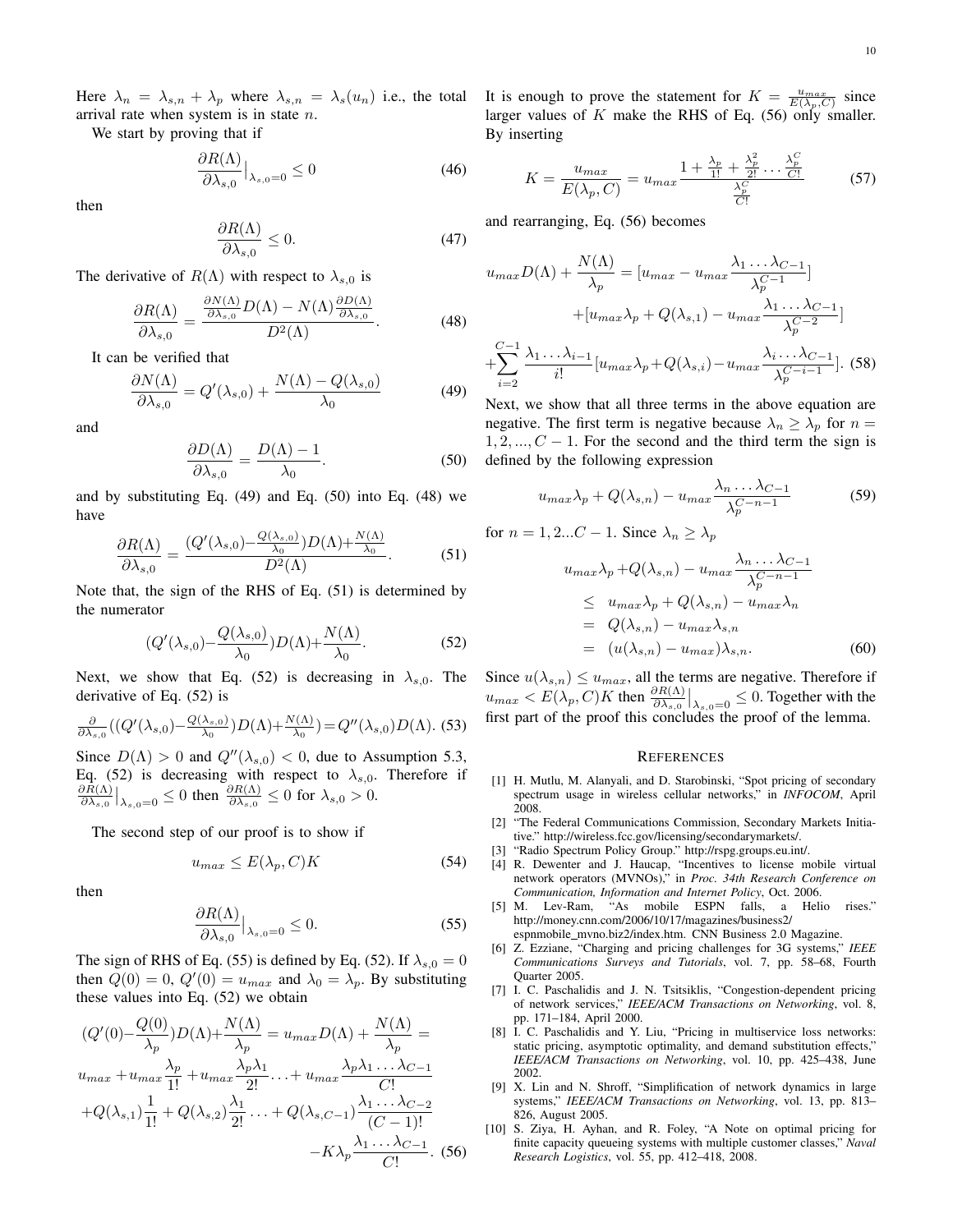Here $\lambda_n = \lambda_{s,n} + \lambda_p$ where $\lambda_{s,n} = \lambda_s(u_n)$ i.e., the total arrival rate when system is in state $n$.

We start by proving that if

$$\frac{\partial R(\Lambda)}{\partial \lambda_{s,0}}\big|_{\lambda_{s,0}=0} \leq 0 \tag{46}$$

then

$$\frac{\partial R(\Lambda)}{\partial \lambda_{s,0}} \leq 0. \tag{47}$$

The derivative of $R(\Lambda)$ with respect to $\lambda_{s,0}$ is

$$\frac{\partial R(\Lambda)}{\partial \lambda_{s,0}} = \frac{\frac{\partial N(\Lambda)}{\partial \lambda_{s,0}} D(\Lambda) - N(\Lambda)\frac{\partial D(\Lambda)}{\partial \lambda_{s,0}}}{D^2(\Lambda)}. \tag{48}$$

It can be verified that

$$\frac{\partial N(\Lambda)}{\partial \lambda_{s,0}} = Q'(\lambda_{s,0}) + \frac{N(\Lambda) - Q(\lambda_{s,0})}{\lambda_0} \tag{49}$$

and

$$\frac{\partial D(\Lambda)}{\partial \lambda_{s,0}} = \frac{D(\Lambda) - 1}{\lambda_0}. \tag{50}$$

and by substituting Eq. (49) and Eq. (50) into Eq. (48) we have

$$\frac{\partial R(\Lambda)}{\partial \lambda_{s,0}} = \frac{(Q'(\lambda_{s,0}) - \frac{Q(\lambda_{s,0})}{\lambda_0})D(\Lambda) + \frac{N(\Lambda)}{\lambda_0}}{D^2(\Lambda)}. \tag{51}$$

Note that, the sign of the RHS of Eq. (51) is determined by the numerator

$$(Q'(\lambda_{s,0}) - \frac{Q(\lambda_{s,0})}{\lambda_0})D(\Lambda) + \frac{N(\Lambda)}{\lambda_0}. \tag{52}$$

Next, we show that Eq. (52) is decreasing in $\lambda_{s,0}$. The derivative of Eq. (52) is

$$\frac{\partial}{\partial \lambda_{s,0}}((Q'(\lambda_{s,0}) - \frac{Q(\lambda_{s,0})}{\lambda_0})D(\Lambda) + \frac{N(\Lambda)}{\lambda_0}) = Q''(\lambda_{s,0})D(\Lambda). \tag{53}$$

Since $D(\Lambda) > 0$ and $Q''(\lambda_{s,0}) < 0$, due to Assumption 5.3, Eq. (52) is decreasing with respect to $\lambda_{s,0}$. Therefore if $\frac{\partial R(\Lambda)}{\partial \lambda_{s,0}}\big|_{\lambda_{s,0}=0} \leq 0$ then $\frac{\partial R(\Lambda)}{\partial \lambda_{s,0}} \leq 0$ for $\lambda_{s,0} > 0$.

The second step of our proof is to show if

$$u_{max} \leq E(\lambda_p, C)K \tag{54}$$

then

$$\frac{\partial R(\Lambda)}{\partial \lambda_{s,0}}\big|_{\lambda_{s,0}=0} \leq 0. \tag{55}$$

The sign of RHS of Eq. (55) is defined by Eq. (52). If $\lambda_{s,0} = 0$ then $Q(0) = 0$, $Q'(0) = u_{max}$ and $\lambda_0 = \lambda_p$. By substituting these values into Eq. (52) we obtain

$$\begin{aligned}
(Q'(0) - \frac{Q(0)}{\lambda_p})D(\Lambda) + \frac{N(\Lambda)}{\lambda_p} &= u_{max}D(\Lambda) + \frac{N(\Lambda)}{\lambda_p} = \\
u_{max} + u_{max}\frac{\lambda_p}{1!} &+ u_{max}\frac{\lambda_p\lambda_1}{2!} \ldots + u_{max}\frac{\lambda_p\lambda_1\ldots\lambda_{C-1}}{C!} \\
+Q(\lambda_{s,1})\frac{1}{1!} &+ Q(\lambda_{s,2})\frac{\lambda_1}{2!}\ldots + Q(\lambda_{s,C-1})\frac{\lambda_1\ldots\lambda_{C-2}}{(C-1)!} \\
&- K\lambda_p\frac{\lambda_1\ldots\lambda_{C-1}}{C!}.
\end{aligned} \tag{56}$$

It is enough to prove the statement for $K = \frac{u_{max}}{E(\lambda_p, C)}$ since larger values of $K$ make the RHS of Eq. (56) only smaller. By inserting

$$K = \frac{u_{max}}{E(\lambda_p, C)} = u_{max}\frac{1 + \frac{\lambda_p}{1!} + \frac{\lambda_p^2}{2!}\cdots\frac{\lambda_p^C}{C!}}{\frac{\lambda_p^C}{C!}} \tag{57}$$

and rearranging, Eq. (56) becomes

$$\begin{aligned}
u_{max}D(\Lambda) + \frac{N(\Lambda)}{\lambda_p} &= [u_{max} - u_{max}\frac{\lambda_1\ldots\lambda_{C-1}}{\lambda_p^{C-1}}] \\
&+ [u_{max}\lambda_p + Q(\lambda_{s,1}) - u_{max}\frac{\lambda_1\ldots\lambda_{C-1}}{\lambda_p^{C-2}}] \\
+\sum_{i=2}^{C-1}\frac{\lambda_1\ldots\lambda_{i-1}}{i!}&[u_{max}\lambda_p + Q(\lambda_{s,i}) - u_{max}\frac{\lambda_i\ldots\lambda_{C-1}}{\lambda_p^{C-i-1}}].
\end{aligned} \tag{58}$$

Next, we show that all three terms in the above equation are negative. The first term is negative because $\lambda_n \geq \lambda_p$ for $n = 1, 2, ..., C-1$. For the second and the third term the sign is defined by the following expression

$$u_{max}\lambda_p + Q(\lambda_{s,n}) - u_{max}\frac{\lambda_n\ldots\lambda_{C-1}}{\lambda_p^{C-n-1}} \tag{59}$$

for $n = 1, 2...C-1$. Since $\lambda_n \geq \lambda_p$

$$\begin{aligned}
u_{max}\lambda_p + Q(\lambda_{s,n}) &- u_{max}\frac{\lambda_n\ldots\lambda_{C-1}}{\lambda_p^{C-n-1}} \\
&\leq u_{max}\lambda_p + Q(\lambda_{s,n}) - u_{max}\lambda_n \\
&= Q(\lambda_{s,n}) - u_{max}\lambda_{s,n} \\
&= (u(\lambda_{s,n}) - u_{max})\lambda_{s,n}.
\end{aligned} \tag{60}$$

Since $u(\lambda_{s,n}) \leq u_{max}$, all the terms are negative. Therefore if $u_{max} < E(\lambda_p, C)K$ then $\frac{\partial R(\Lambda)}{\partial \lambda_{s,0}}\big|_{\lambda_{s,0}=0} \leq 0$. Together with the first part of the proof this concludes the proof of the lemma.

## REFERENCES

[1] H. Mutlu, M. Alanyali, and D. Starobinski, "Spot pricing of secondary spectrum usage in wireless cellular networks," in *INFOCOM*, April 2008.

[2] "The Federal Communications Commission, Secondary Markets Initiative." http://wireless.fcc.gov/licensing/secondarymarkets/.

[3] "Radio Spectrum Policy Group." http://rspg.groups.eu.int/.

[4] R. Dewenter and J. Haucap, "Incentives to license mobile virtual network operators (MVNOs)," in *Proc. 34th Research Conference on Communication, Information and Internet Policy*, Oct. 2006.

[5] M. Lev-Ram, "As mobile ESPN falls, a Helio rises." http://money.cnn.com/2006/10/17/magazines/business2/espnmobile_mvno.biz2/index.htm. CNN Business 2.0 Magazine.

[6] Z. Ezziane, "Charging and pricing challenges for 3G systems," *IEEE Communications Surveys and Tutorials*, vol. 7, pp. 58–68, Fourth Quarter 2005.

[7] I. C. Paschalidis and J. N. Tsitsiklis, "Congestion-dependent pricing of network services," *IEEE/ACM Transactions on Networking*, vol. 8, pp. 171–184, April 2000.

[8] I. C. Paschalidis and Y. Liu, "Pricing in multiservice loss networks: static pricing, asymptotic optimality, and demand substitution effects," *IEEE/ACM Transactions on Networking*, vol. 10, pp. 425–438, June 2002.

[9] X. Lin and N. Shroff, "Simplification of network dynamics in large systems," *IEEE/ACM Transactions on Networking*, vol. 13, pp. 813–826, August 2005.

[10] S. Ziya, H. Ayhan, and R. Foley, "A Note on optimal pricing for finite capacity queueing systems with multiple customer classes," *Naval Research Logistics*, vol. 55, pp. 412–418, 2008.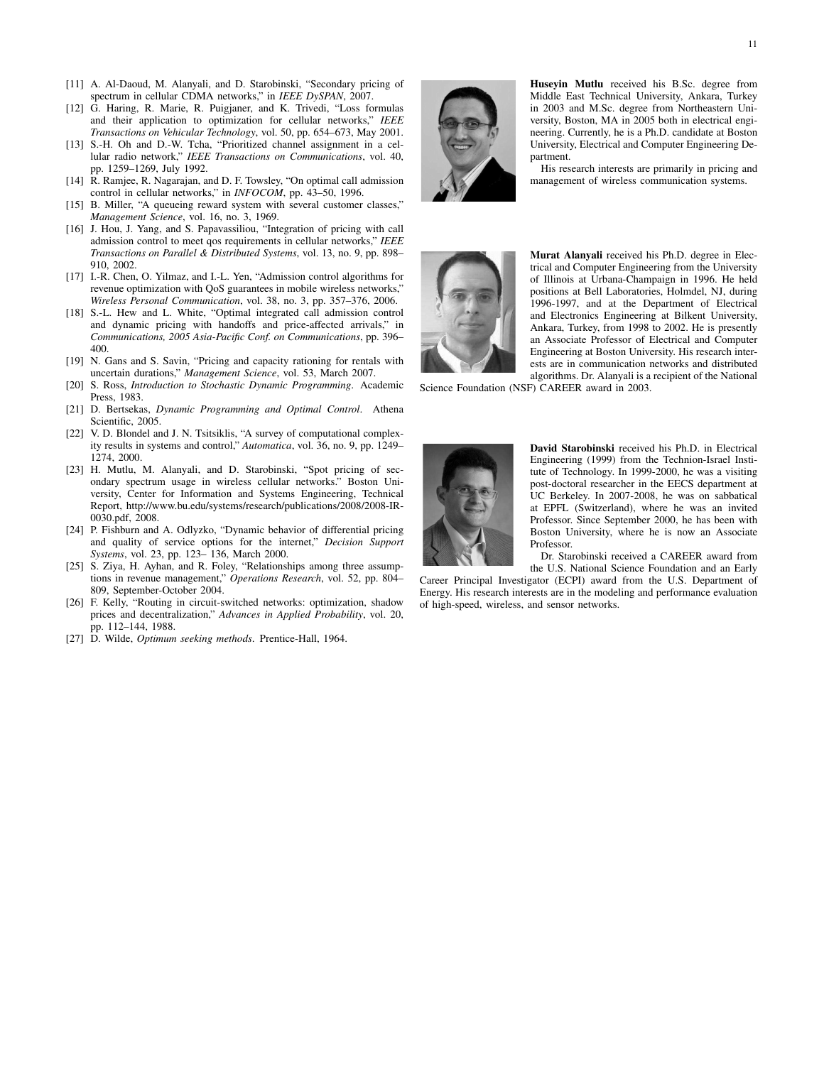[11] A. Al-Daoud, M. Alanyali, and D. Starobinski, "Secondary pricing of spectrum in cellular CDMA networks," in *IEEE DySPAN*, 2007.

[12] G. Haring, R. Marie, R. Puigjaner, and K. Trivedi, "Loss formulas and their application to optimization for cellular networks," *IEEE Transactions on Vehicular Technology*, vol. 50, pp. 654–673, May 2001.

[13] S.-H. Oh and D.-W. Tcha, "Prioritized channel assignment in a cellular radio network," *IEEE Transactions on Communications*, vol. 40, pp. 1259–1269, July 1992.

[14] R. Ramjee, R. Nagarajan, and D. F. Towsley, "On optimal call admission control in cellular networks," in *INFOCOM*, pp. 43–50, 1996.

[15] B. Miller, "A queueing reward system with several customer classes," *Management Science*, vol. 16, no. 3, 1969.

[16] J. Hou, J. Yang, and S. Papavassiliou, "Integration of pricing with call admission control to meet qos requirements in cellular networks," *IEEE Transactions on Parallel & Distributed Systems*, vol. 13, no. 9, pp. 898–910, 2002.

[17] I.-R. Chen, O. Yilmaz, and I.-L. Yen, "Admission control algorithms for revenue optimization with QoS guarantees in mobile wireless networks," *Wireless Personal Communication*, vol. 38, no. 3, pp. 357–376, 2006.

[18] S.-L. Hew and L. White, "Optimal integrated call admission control and dynamic pricing with handoffs and price-affected arrivals," in *Communications, 2005 Asia-Pacific Conf. on Communications*, pp. 396–400.

[19] N. Gans and S. Savin, "Pricing and capacity rationing for rentals with uncertain durations," *Management Science*, vol. 53, March 2007.

[20] S. Ross, *Introduction to Stochastic Dynamic Programming*. Academic Press, 1983.

[21] D. Bertsekas, *Dynamic Programming and Optimal Control*. Athena Scientific, 2005.

[22] V. D. Blondel and J. N. Tsitsiklis, "A survey of computational complexity results in systems and control," *Automatica*, vol. 36, no. 9, pp. 1249–1274, 2000.

[23] H. Mutlu, M. Alanyali, and D. Starobinski, "Spot pricing of secondary spectrum usage in wireless cellular networks." Boston University, Center for Information and Systems Engineering, Technical Report, http://www.bu.edu/systems/research/publications/2008/2008-IR-0030.pdf, 2008.

[24] P. Fishburn and A. Odlyzko, "Dynamic behavior of differential pricing and quality of service options for the internet," *Decision Support Systems*, vol. 23, pp. 123– 136, March 2000.

[25] S. Ziya, H. Ayhan, and R. Foley, "Relationships among three assumptions in revenue management," *Operations Research*, vol. 52, pp. 804–809, September-October 2004.

[26] F. Kelly, "Routing in circuit-switched networks: optimization, shadow prices and decentralization," *Advances in Applied Probability*, vol. 20, pp. 112–144, 1988.

[27] D. Wilde, *Optimum seeking methods*. Prentice-Hall, 1964.

**Huseyin Mutlu** received his B.Sc. degree from Middle East Technical University, Ankara, Turkey in 2003 and M.Sc. degree from Northeastern University, Boston, MA in 2005 both in electrical engineering. Currently, he is a Ph.D. candidate at Boston University, Electrical and Computer Engineering Department.

His research interests are primarily in pricing and management of wireless communication systems.

**Murat Alanyali** received his Ph.D. degree in Electrical and Computer Engineering from the University of Illinois at Urbana-Champaign in 1996. He held positions at Bell Laboratories, Holmdel, NJ, during 1996-1997, and at the Department of Electrical and Electronics Engineering at Bilkent University, Ankara, Turkey, from 1998 to 2002. He is presently an Associate Professor of Electrical and Computer Engineering at Boston University. His research interests are in communication networks and distributed algorithms. Dr. Alanyali is a recipient of the National Science Foundation (NSF) CAREER award in 2003.

**David Starobinski** received his Ph.D. in Electrical Engineering (1999) from the Technion-Israel Institute of Technology. In 1999-2000, he was a visiting post-doctoral researcher in the EECS department at UC Berkeley. In 2007-2008, he was on sabbatical at EPFL (Switzerland), where he was an invited Professor. Since September 2000, he has been with Boston University, where he is now an Associate Professor.

Dr. Starobinski received a CAREER award from the U.S. National Science Foundation and an Early Career Principal Investigator (ECPI) award from the U.S. Department of Energy. His research interests are in the modeling and performance evaluation of high-speed, wireless, and sensor networks.